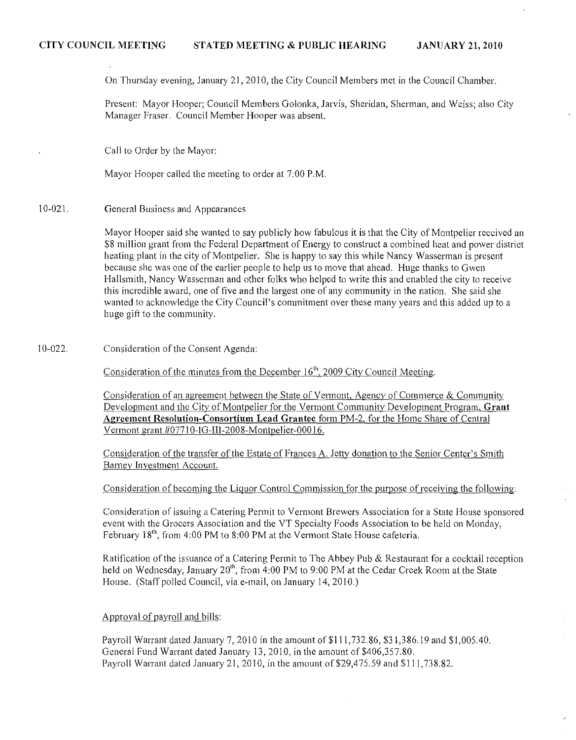**CITY COUNCIL MEETING STATED MEETING & PUBLIC HEARING JANUARY 21, 2010**

On Thursday evening, January 21, 2010, the City Council Members met in the Council Chamber.

Present: Mayor Hooper; Council Members Golonka, Jarvis, Sheridan, Sherman, and Weiss; also City Manager Fraser. Council Member Hooper was absent.

Call to Order by the Mayor:

Mayor Hooper called the meeting to order at 7:00 P.M.

10-021. General Business and Appearances

Mayor Hooper said she wanted to say publicly how fabulous it is that the City of Montpelier received an $8 million grant from the Federal Department of Energy to construct a combined heat and power district heating plant in the city of Montpelier. She is happy to say this while Nancy Wasserman is present because she was one of the earlier people to help us to move that ahead. Huge thanks to Gwen Hallsmith, Nancy Wasserman and other folks who helped to write this and enabled the city to receive this incredible award, one of five and the largest one of any community in the nation. She said she wanted to acknowledge the City Council's commitment over these many years and this added up to a huge gift to the community.

10-022. Consideration of the Consent Agenda:

Consideration of the minutes from the December 16th, 2009 City Council Meeting.

Consideration of an agreement between the State of Vermont, Agency of Commerce & Community Development and the City of Montpelier for the Vermont Community Development Program, **Grant Agreement Resolution-Consortium Lead Grantee** form PM-2, for the Home Share of Central Vermont grant #07710-IG-III-2008-Montpelier-00016.

Consideration of the transfer of the Estate of Frances A. Jetty donation to the Senior Center's Smith Barney Investment Account.

Consideration of becoming the Liquor Control Commission for the purpose of receiving the following:

Consideration of issuing a Catering Permit to Vermont Brewers Association for a State House sponsored event with the Grocers Association and the VT Specialty Foods Association to be held on Monday, February 18th, from 4:00 PM to 8:00 PM at the Vermont State House cafeteria.

Ratification of the issuance of a Catering Permit to The Abbey Pub & Restaurant for a cocktail reception held on Wednesday, January 20th, from 4:00 PM to 9:00 PM at the Cedar Creek Room at the State House. (Staff polled Council, via e-mail, on January 14, 2010.)

Approval of payroll and bills:

Payroll Warrant dated January 7, 2010 in the amount of $111,732.86, $31,386.19 and $1,005.40.
General Fund Warrant dated January 13, 2010, in the amount of $406,357.80.
Payroll Warrant dated January 21, 2010, in the amount of $29,475.59 and $111,738.82.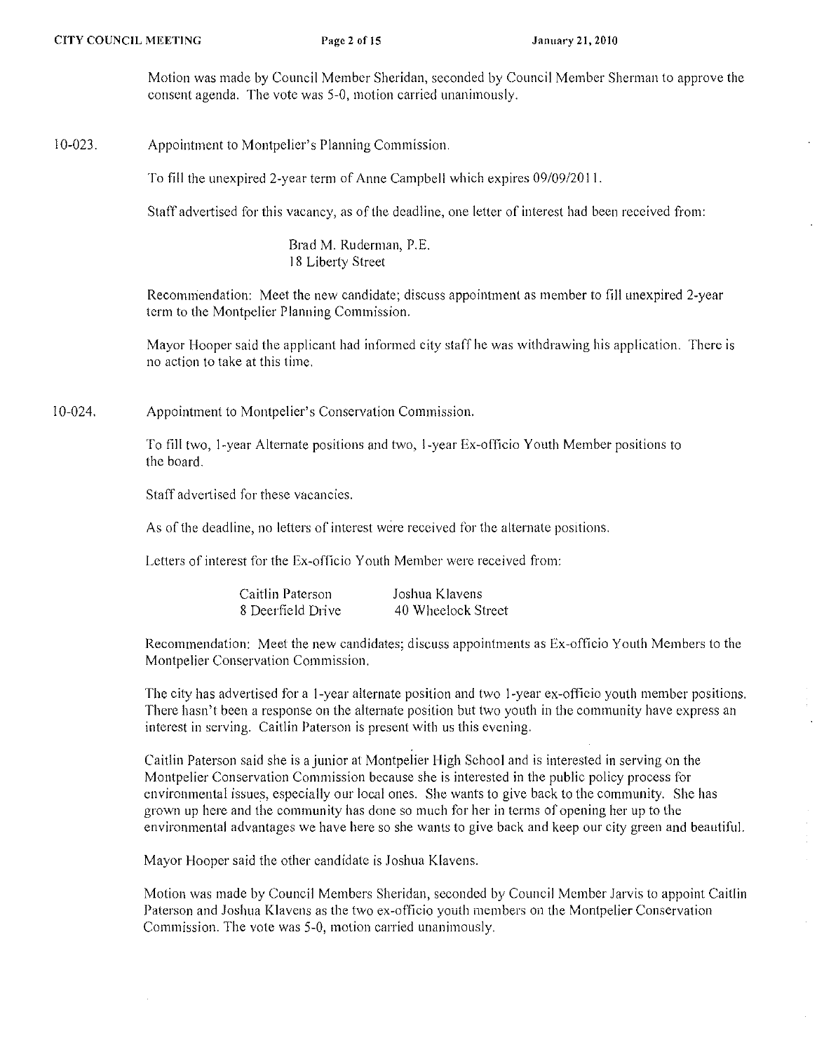Motion was made by Council Member Sheridan, seconded by Council Member Sherman to approve the consent agenda. The vote was 5-0, motion carried unanimously.

10-023. Appointment to Montpelier's Planning Commission.

To fill the unexpired 2-year term of Anne Campbell which expires 09/09/2011.

Staff advertised for this vacancy, as of the deadline, one letter of interest had been received from:

> Brad M. Ruderman, P.E.
> 18 Liberty Street

Recommendation: Meet the new candidate; discuss appointment as member to fill unexpired 2-year term to the Montpelier Planning Commission.

Mayor Hooper said the applicant had informed city staff he was withdrawing his application. There is no action to take at this time.

10-024. Appointment to Montpelier's Conservation Commission.

To fill two, 1-year Alternate positions and two, 1-year Ex-officio Youth Member positions to the board.

Staff advertised for these vacancies.

As of the deadline, no letters of interest were received for the alternate positions.

Letters of interest for the Ex-officio Youth Member were received from:

| Caitlin Paterson | Joshua Klavens |
|---|---|
| 8 Deerfield Drive | 40 Wheelock Street |

Recommendation: Meet the new candidates; discuss appointments as Ex-officio Youth Members to the Montpelier Conservation Commission.

The city has advertised for a 1-year alternate position and two 1-year ex-officio youth member positions. There hasn't been a response on the alternate position but two youth in the community have express an interest in serving. Caitlin Paterson is present with us this evening.

Caitlin Paterson said she is a junior at Montpelier High School and is interested in serving on the Montpelier Conservation Commission because she is interested in the public policy process for environmental issues, especially our local ones. She wants to give back to the community. She has grown up here and the community has done so much for her in terms of opening her up to the environmental advantages we have here so she wants to give back and keep our city green and beautiful.

Mayor Hooper said the other candidate is Joshua Klavens.

Motion was made by Council Members Sheridan, seconded by Council Member Jarvis to appoint Caitlin Paterson and Joshua Klavens as the two ex-officio youth members on the Montpelier Conservation Commission. The vote was 5-0, motion carried unanimously.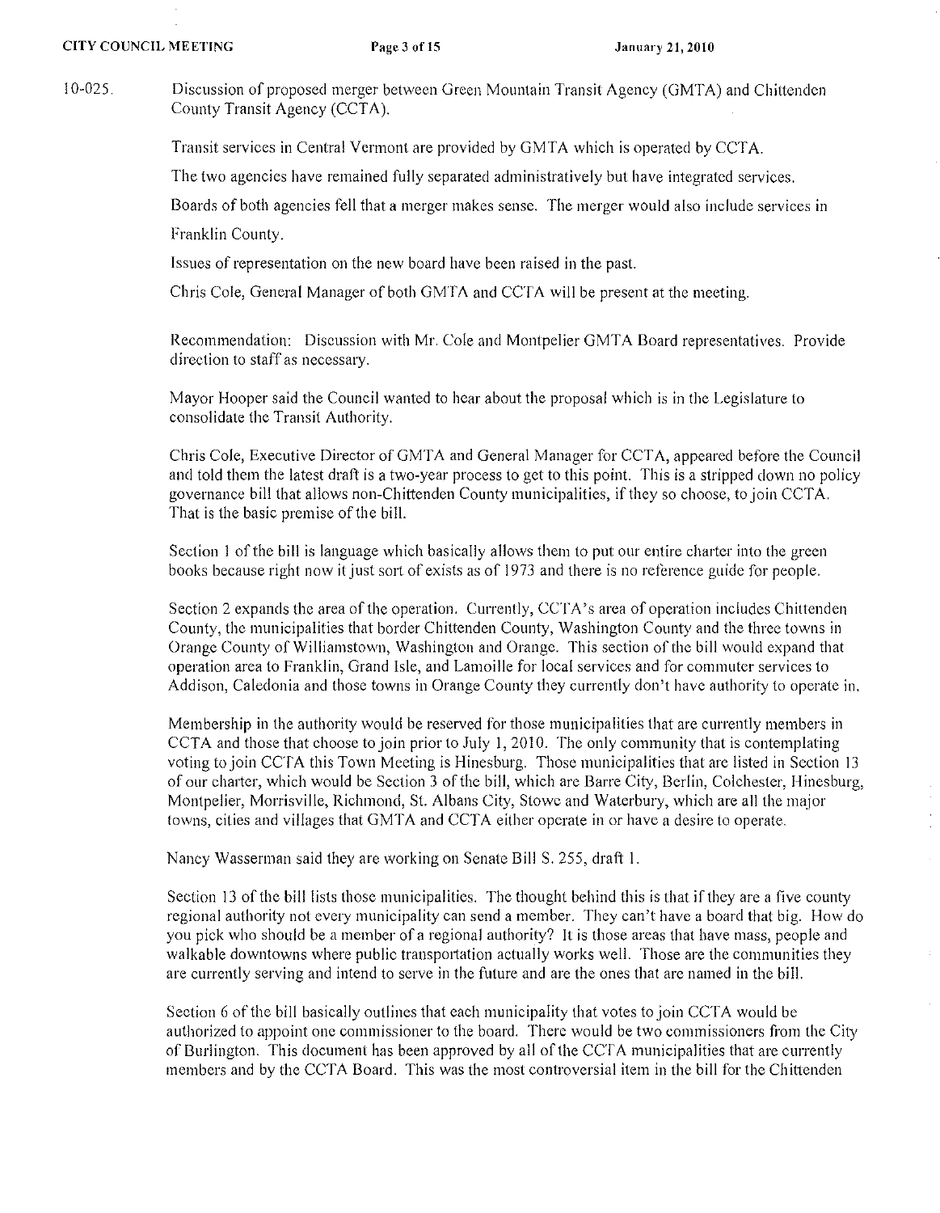10-025. Discussion of proposed merger between Green Mountain Transit Agency (GMTA) and Chittenden County Transit Agency (CCTA).

Transit services in Central Vermont are provided by GMTA which is operated by CCTA.

The two agencies have remained fully separated administratively but have integrated services.

Boards of both agencies fell that a merger makes sense. The merger would also include services in Franklin County.

Issues of representation on the new board have been raised in the past.

Chris Cole, General Manager of both GMTA and CCTA will be present at the meeting.

Recommendation: Discussion with Mr. Cole and Montpelier GMTA Board representatives. Provide direction to staff as necessary.

Mayor Hooper said the Council wanted to hear about the proposal which is in the Legislature to consolidate the Transit Authority.

Chris Cole, Executive Director of GMTA and General Manager for CCTA, appeared before the Council and told them the latest draft is a two-year process to get to this point. This is a stripped down no policy governance bill that allows non-Chittenden County municipalities, if they so choose, to join CCTA. That is the basic premise of the bill.

Section 1 of the bill is language which basically allows them to put our entire charter into the green books because right now it just sort of exists as of 1973 and there is no reference guide for people.

Section 2 expands the area of the operation. Currently, CCTA's area of operation includes Chittenden County, the municipalities that border Chittenden County, Washington County and the three towns in Orange County of Williamstown, Washington and Orange. This section of the bill would expand that operation area to Franklin, Grand Isle, and Lamoille for local services and for commuter services to Addison, Caledonia and those towns in Orange County they currently don't have authority to operate in.

Membership in the authority would be reserved for those municipalities that are currently members in CCTA and those that choose to join prior to July 1, 2010. The only community that is contemplating voting to join CCTA this Town Meeting is Hinesburg. Those municipalities that are listed in Section 13 of our charter, which would be Section 3 of the bill, which are Barre City, Berlin, Colchester, Hinesburg, Montpelier, Morrisville, Richmond, St. Albans City, Stowe and Waterbury, which are all the major towns, cities and villages that GMTA and CCTA either operate in or have a desire to operate.

Nancy Wasserman said they are working on Senate Bill S. 255, draft 1.

Section 13 of the bill lists those municipalities. The thought behind this is that if they are a five county regional authority not every municipality can send a member. They can't have a board that big. How do you pick who should be a member of a regional authority? It is those areas that have mass, people and walkable downtowns where public transportation actually works well. Those are the communities they are currently serving and intend to serve in the future and are the ones that are named in the bill.

Section 6 of the bill basically outlines that each municipality that votes to join CCTA would be authorized to appoint one commissioner to the board. There would be two commissioners from the City of Burlington. This document has been approved by all of the CCTA municipalities that are currently members and by the CCTA Board. This was the most controversial item in the bill for the Chittenden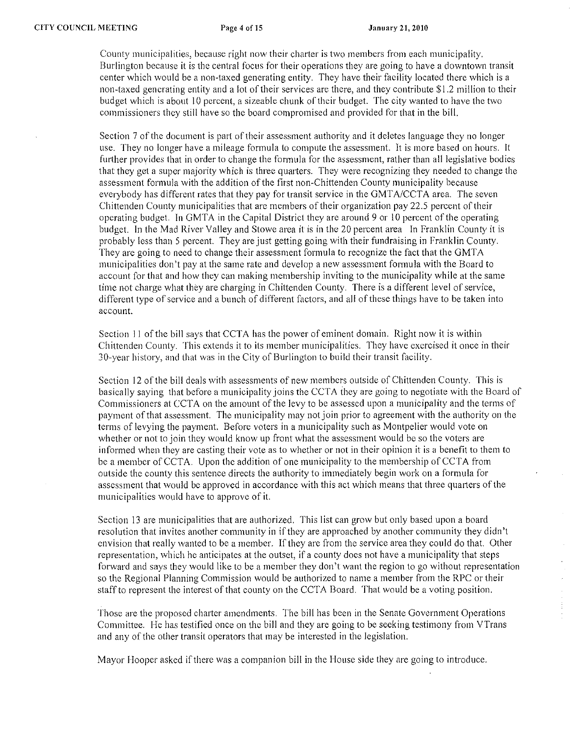County municipalities, because right now their charter is two members from each municipality. Burlington because it is the central focus for their operations they are going to have a downtown transit center which would be a non-taxed generating entity. They have their facility located there which is a non-taxed generating entity and a lot of their services are there, and they contribute $1.2 million to their budget which is about 10 percent, a sizeable chunk of their budget. The city wanted to have the two commissioners they still have so the board compromised and provided for that in the bill.

Section 7 of the document is part of their assessment authority and it deletes language they no longer use. They no longer have a mileage formula to compute the assessment. It is more based on hours. It further provides that in order to change the formula for the assessment, rather than all legislative bodies that they get a super majority which is three quarters. They were recognizing they needed to change the assessment formula with the addition of the first non-Chittenden County municipality because everybody has different rates that they pay for transit service in the GMTA/CCTA area. The seven Chittenden County municipalities that are members of their organization pay 22.5 percent of their operating budget. In GMTA in the Capital District they are around 9 or 10 percent of the operating budget. In the Mad River Valley and Stowe area it is in the 20 percent area In Franklin County it is probably less than 5 percent. They are just getting going with their fundraising in Franklin County. They are going to need to change their assessment formula to recognize the fact that the GMTA municipalities don't pay at the same rate and develop a new assessment formula with the Board to account for that and how they can making membership inviting to the municipality while at the same time not charge what they are charging in Chittenden County. There is a different level of service, different type of service and a bunch of different factors, and all of these things have to be taken into account.

Section 11 of the bill says that CCTA has the power of eminent domain. Right now it is within Chittenden County. This extends it to its member municipalities. They have exercised it once in their 30-year history, and that was in the City of Burlington to build their transit facility.

Section 12 of the bill deals with assessments of new members outside of Chittenden County. This is basically saying that before a municipality joins the CCTA they are going to negotiate with the Board of Commissioners at CCTA on the amount of the levy to be assessed upon a municipality and the terms of payment of that assessment. The municipality may not join prior to agreement with the authority on the terms of levying the payment. Before voters in a municipality such as Montpelier would vote on whether or not to join they would know up front what the assessment would be so the voters are informed when they are casting their vote as to whether or not in their opinion it is a benefit to them to be a member of CCTA. Upon the addition of one municipality to the membership of CCTA from outside the county this sentence directs the authority to immediately begin work on a formula for assessment that would be approved in accordance with this act which means that three quarters of the municipalities would have to approve of it.

Section 13 are municipalities that are authorized. This list can grow but only based upon a board resolution that invites another community in if they are approached by another community they didn't envision that really wanted to be a member. If they are from the service area they could do that. Other representation, which he anticipates at the outset, if a county does not have a municipality that steps forward and says they would like to be a member they don't want the region to go without representation so the Regional Planning Commission would be authorized to name a member from the RPC or their staff to represent the interest of that county on the CCTA Board. That would be a voting position.

Those are the proposed charter amendments. The bill has been in the Senate Government Operations Committee. He has testified once on the bill and they are going to be seeking testimony from VTrans and any of the other transit operators that may be interested in the legislation.

Mayor Hooper asked if there was a companion bill in the House side they are going to introduce.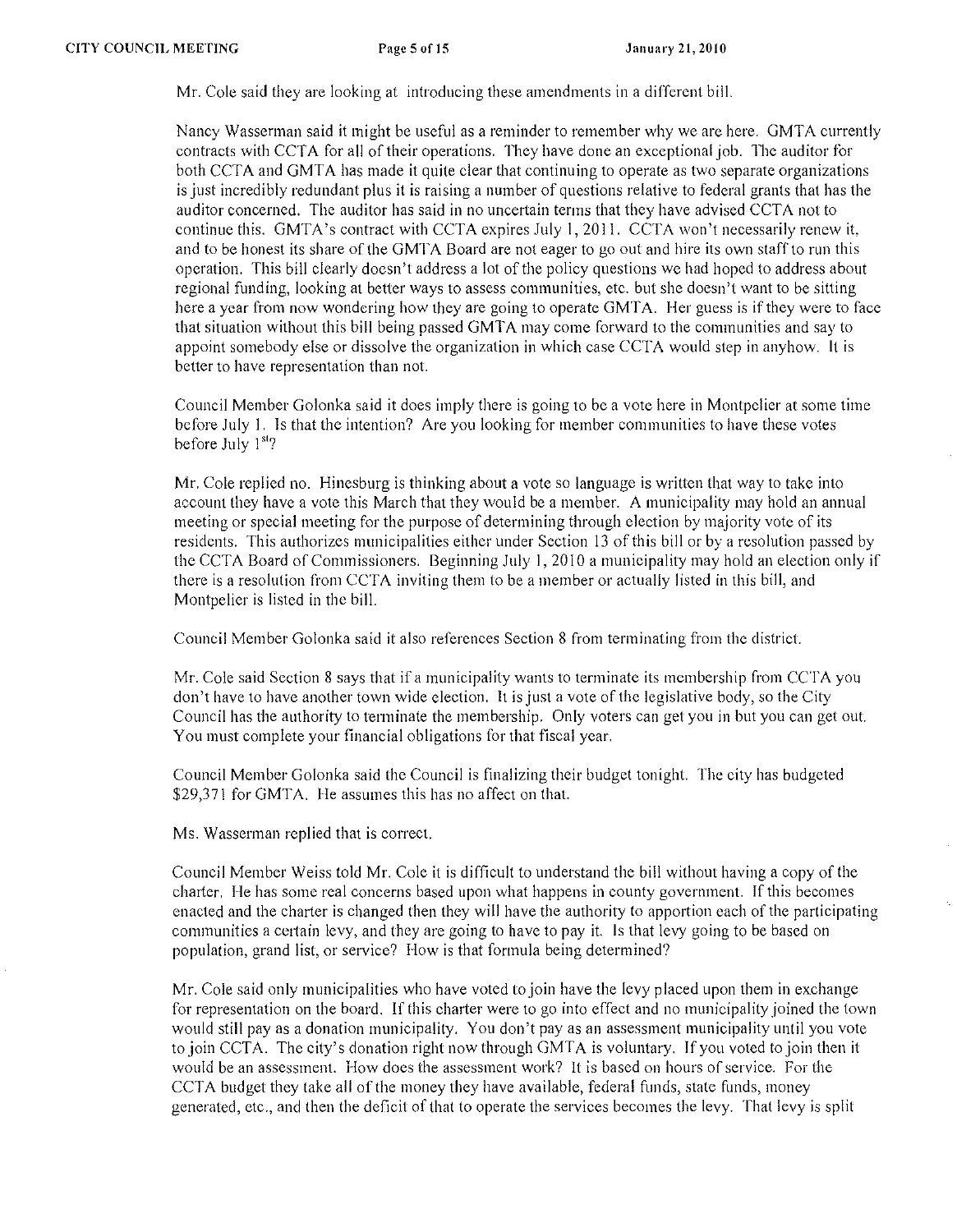Mr. Cole said they are looking at introducing these amendments in a different bill.

Nancy Wasserman said it might be useful as a reminder to remember why we are here. GMTA currently contracts with CCTA for all of their operations. They have done an exceptional job. The auditor for both CCTA and GMTA has made it quite clear that continuing to operate as two separate organizations is just incredibly redundant plus it is raising a number of questions relative to federal grants that has the auditor concerned. The auditor has said in no uncertain terms that they have advised CCTA not to continue this. GMTA's contract with CCTA expires July 1, 2011. CCTA won't necessarily renew it, and to be honest its share of the GMTA Board are not eager to go out and hire its own staff to run this operation. This bill clearly doesn't address a lot of the policy questions we had hoped to address about regional funding, looking at better ways to assess communities, etc. but she doesn't want to be sitting here a year from now wondering how they are going to operate GMTA. Her guess is if they were to face that situation without this bill being passed GMTA may come forward to the communities and say to appoint somebody else or dissolve the organization in which case CCTA would step in anyhow. It is better to have representation than not.

Council Member Golonka said it does imply there is going to be a vote here in Montpelier at some time before July 1. Is that the intention? Are you looking for member communities to have these votes before July 1st?

Mr. Cole replied no. Hinesburg is thinking about a vote so language is written that way to take into account they have a vote this March that they would be a member. A municipality may hold an annual meeting or special meeting for the purpose of determining through election by majority vote of its residents. This authorizes municipalities either under Section 13 of this bill or by a resolution passed by the CCTA Board of Commissioners. Beginning July 1, 2010 a municipality may hold an election only if there is a resolution from CCTA inviting them to be a member or actually listed in this bill, and Montpelier is listed in the bill.

Council Member Golonka said it also references Section 8 from terminating from the district.

Mr. Cole said Section 8 says that if a municipality wants to terminate its membership from CCTA you don't have to have another town wide election. It is just a vote of the legislative body, so the City Council has the authority to terminate the membership. Only voters can get you in but you can get out. You must complete your financial obligations for that fiscal year.

Council Member Golonka said the Council is finalizing their budget tonight. The city has budgeted $29,371 for GMTA. He assumes this has no affect on that.

Ms. Wasserman replied that is correct.

Council Member Weiss told Mr. Cole it is difficult to understand the bill without having a copy of the charter. He has some real concerns based upon what happens in county government. If this becomes enacted and the charter is changed then they will have the authority to apportion each of the participating communities a certain levy, and they are going to have to pay it. Is that levy going to be based on population, grand list, or service? How is that formula being determined?

Mr. Cole said only municipalities who have voted to join have the levy placed upon them in exchange for representation on the board. If this charter were to go into effect and no municipality joined the town would still pay as a donation municipality. You don't pay as an assessment municipality until you vote to join CCTA. The city's donation right now through GMTA is voluntary. If you voted to join then it would be an assessment. How does the assessment work? It is based on hours of service. For the CCTA budget they take all of the money they have available, federal funds, state funds, money generated, etc., and then the deficit of that to operate the services becomes the levy. That levy is split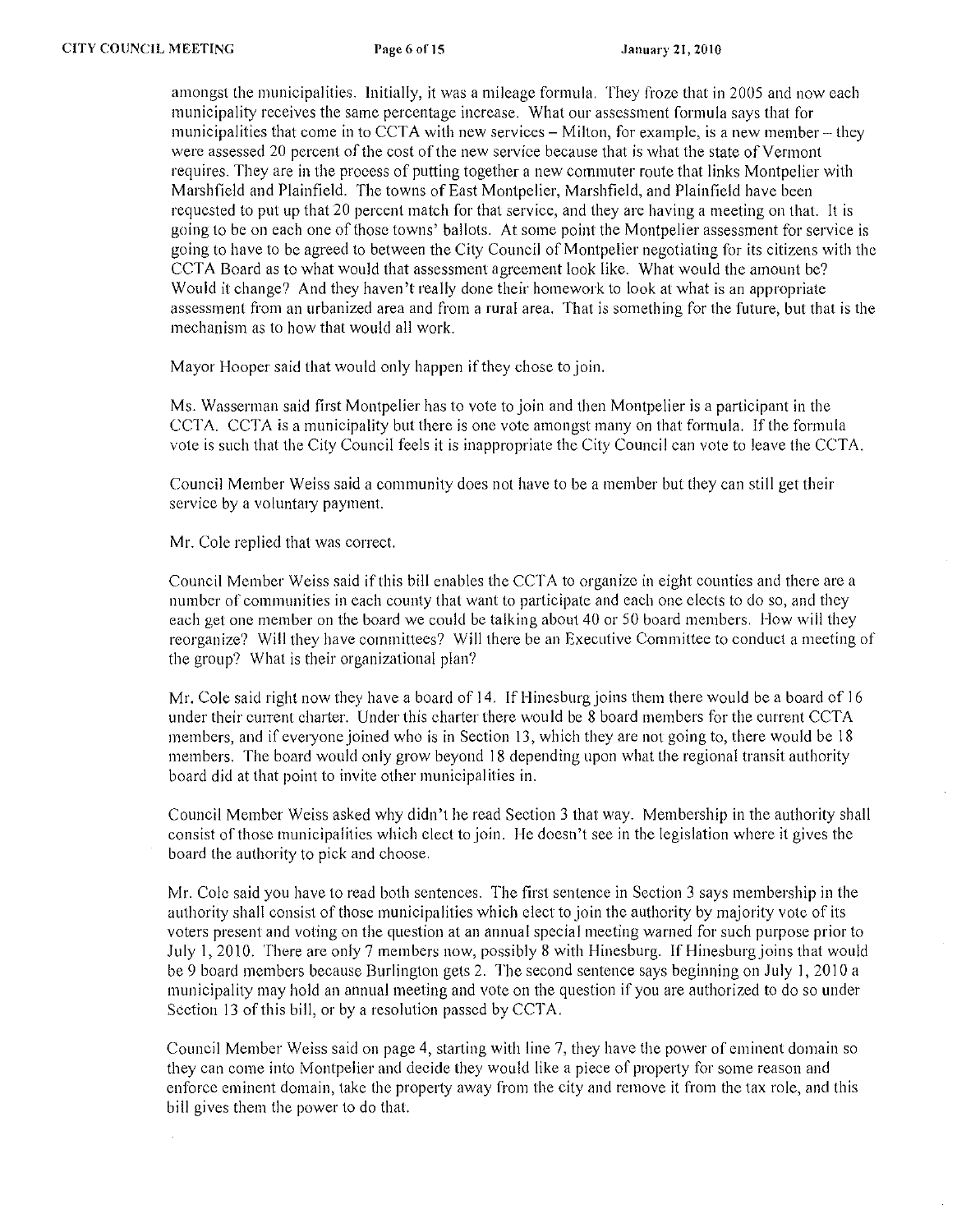amongst the municipalities. Initially, it was a mileage formula. They froze that in 2005 and now each municipality receives the same percentage increase. What our assessment formula says that for municipalities that come in to CCTA with new services – Milton, for example, is a new member – they were assessed 20 percent of the cost of the new service because that is what the state of Vermont requires. They are in the process of putting together a new commuter route that links Montpelier with Marshfield and Plainfield. The towns of East Montpelier, Marshfield, and Plainfield have been requested to put up that 20 percent match for that service, and they are having a meeting on that. It is going to be on each one of those towns' ballots. At some point the Montpelier assessment for service is going to have to be agreed to between the City Council of Montpelier negotiating for its citizens with the CCTA Board as to what would that assessment agreement look like. What would the amount be? Would it change? And they haven't really done their homework to look at what is an appropriate assessment from an urbanized area and from a rural area. That is something for the future, but that is the mechanism as to how that would all work.

Mayor Hooper said that would only happen if they chose to join.

Ms. Wasserman said first Montpelier has to vote to join and then Montpelier is a participant in the CCTA. CCTA is a municipality but there is one vote amongst many on that formula. If the formula vote is such that the City Council feels it is inappropriate the City Council can vote to leave the CCTA.

Council Member Weiss said a community does not have to be a member but they can still get their service by a voluntary payment.

Mr. Cole replied that was correct.

Council Member Weiss said if this bill enables the CCTA to organize in eight counties and there are a number of communities in each county that want to participate and each one elects to do so, and they each get one member on the board we could be talking about 40 or 50 board members. How will they reorganize? Will they have committees? Will there be an Executive Committee to conduct a meeting of the group? What is their organizational plan?

Mr. Cole said right now they have a board of 14. If Hinesburg joins them there would be a board of 16 under their current charter. Under this charter there would be 8 board members for the current CCTA members, and if everyone joined who is in Section 13, which they are not going to, there would be 18 members. The board would only grow beyond 18 depending upon what the regional transit authority board did at that point to invite other municipalities in.

Council Member Weiss asked why didn't he read Section 3 that way. Membership in the authority shall consist of those municipalities which elect to join. He doesn't see in the legislation where it gives the board the authority to pick and choose.

Mr. Cole said you have to read both sentences. The first sentence in Section 3 says membership in the authority shall consist of those municipalities which elect to join the authority by majority vote of its voters present and voting on the question at an annual special meeting warned for such purpose prior to July 1, 2010. There are only 7 members now, possibly 8 with Hinesburg. If Hinesburg joins that would be 9 board members because Burlington gets 2. The second sentence says beginning on July 1, 2010 a municipality may hold an annual meeting and vote on the question if you are authorized to do so under Section 13 of this bill, or by a resolution passed by CCTA.

Council Member Weiss said on page 4, starting with line 7, they have the power of eminent domain so they can come into Montpelier and decide they would like a piece of property for some reason and enforce eminent domain, take the property away from the city and remove it from the tax role, and this bill gives them the power to do that.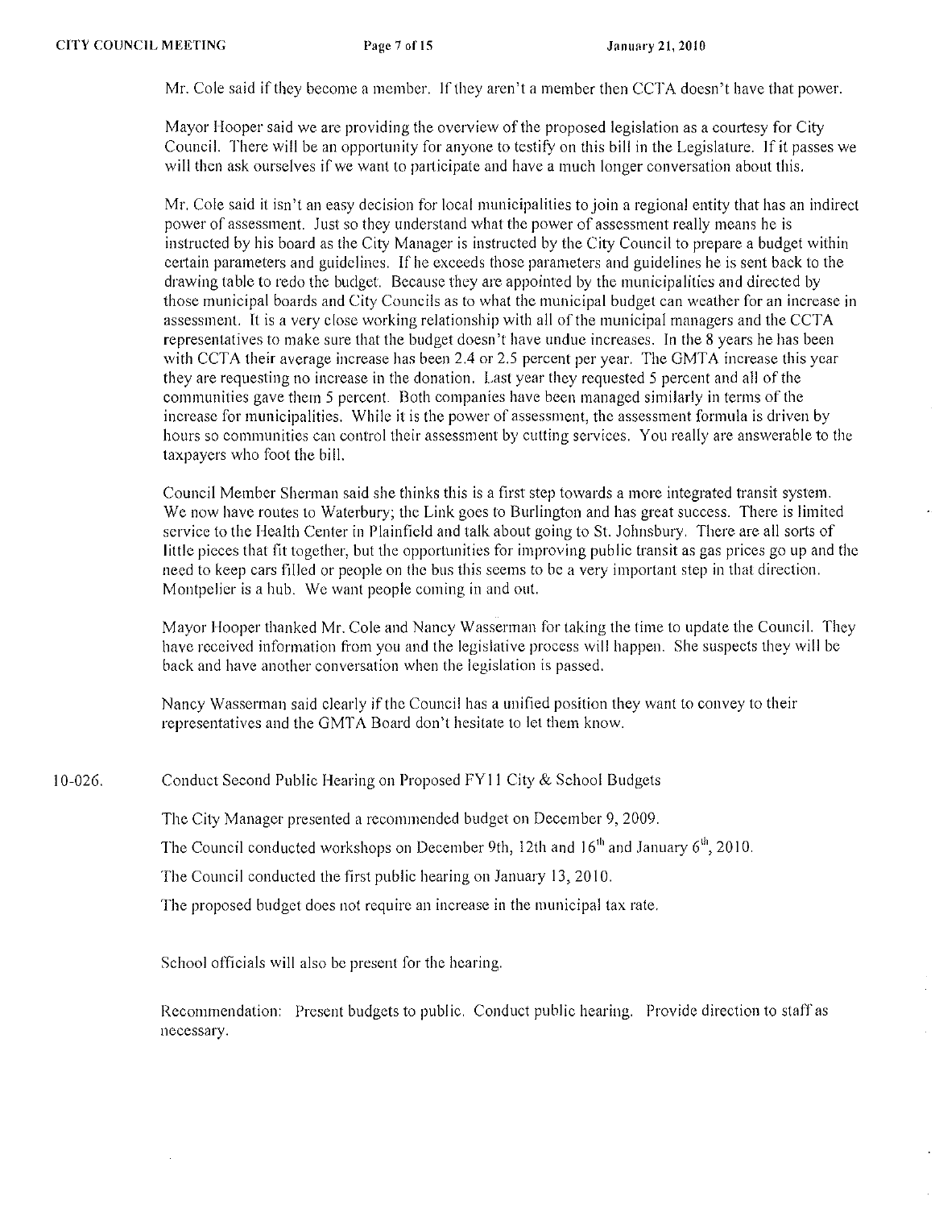Mr. Cole said if they become a member. If they aren't a member then CCTA doesn't have that power.

Mayor Hooper said we are providing the overview of the proposed legislation as a courtesy for City Council. There will be an opportunity for anyone to testify on this bill in the Legislature. If it passes we will then ask ourselves if we want to participate and have a much longer conversation about this.

Mr. Cole said it isn't an easy decision for local municipalities to join a regional entity that has an indirect power of assessment. Just so they understand what the power of assessment really means he is instructed by his board as the City Manager is instructed by the City Council to prepare a budget within certain parameters and guidelines. If he exceeds those parameters and guidelines he is sent back to the drawing table to redo the budget. Because they are appointed by the municipalities and directed by those municipal boards and City Councils as to what the municipal budget can weather for an increase in assessment. It is a very close working relationship with all of the municipal managers and the CCTA representatives to make sure that the budget doesn't have undue increases. In the 8 years he has been with CCTA their average increase has been 2.4 or 2.5 percent per year. The GMTA increase this year they are requesting no increase in the donation. Last year they requested 5 percent and all of the communities gave them 5 percent. Both companies have been managed similarly in terms of the increase for municipalities. While it is the power of assessment, the assessment formula is driven by hours so communities can control their assessment by cutting services. You really are answerable to the taxpayers who foot the bill.

Council Member Sherman said she thinks this is a first step towards a more integrated transit system. We now have routes to Waterbury; the Link goes to Burlington and has great success. There is limited service to the Health Center in Plainfield and talk about going to St. Johnsbury. There are all sorts of little pieces that fit together, but the opportunities for improving public transit as gas prices go up and the need to keep cars filled or people on the bus this seems to be a very important step in that direction. Montpelier is a hub. We want people coming in and out.

Mayor Hooper thanked Mr. Cole and Nancy Wasserman for taking the time to update the Council. They have received information from you and the legislative process will happen. She suspects they will be back and have another conversation when the legislation is passed.

Nancy Wasserman said clearly if the Council has a unified position they want to convey to their representatives and the GMTA Board don't hesitate to let them know.

10-026. Conduct Second Public Hearing on Proposed FY11 City & School Budgets

The City Manager presented a recommended budget on December 9, 2009.

The Council conducted workshops on December 9th, 12th and 16th and January 6th, 2010.

The Council conducted the first public hearing on January 13, 2010.

The proposed budget does not require an increase in the municipal tax rate.

School officials will also be present for the hearing.

Recommendation: Present budgets to public. Conduct public hearing. Provide direction to staff as necessary.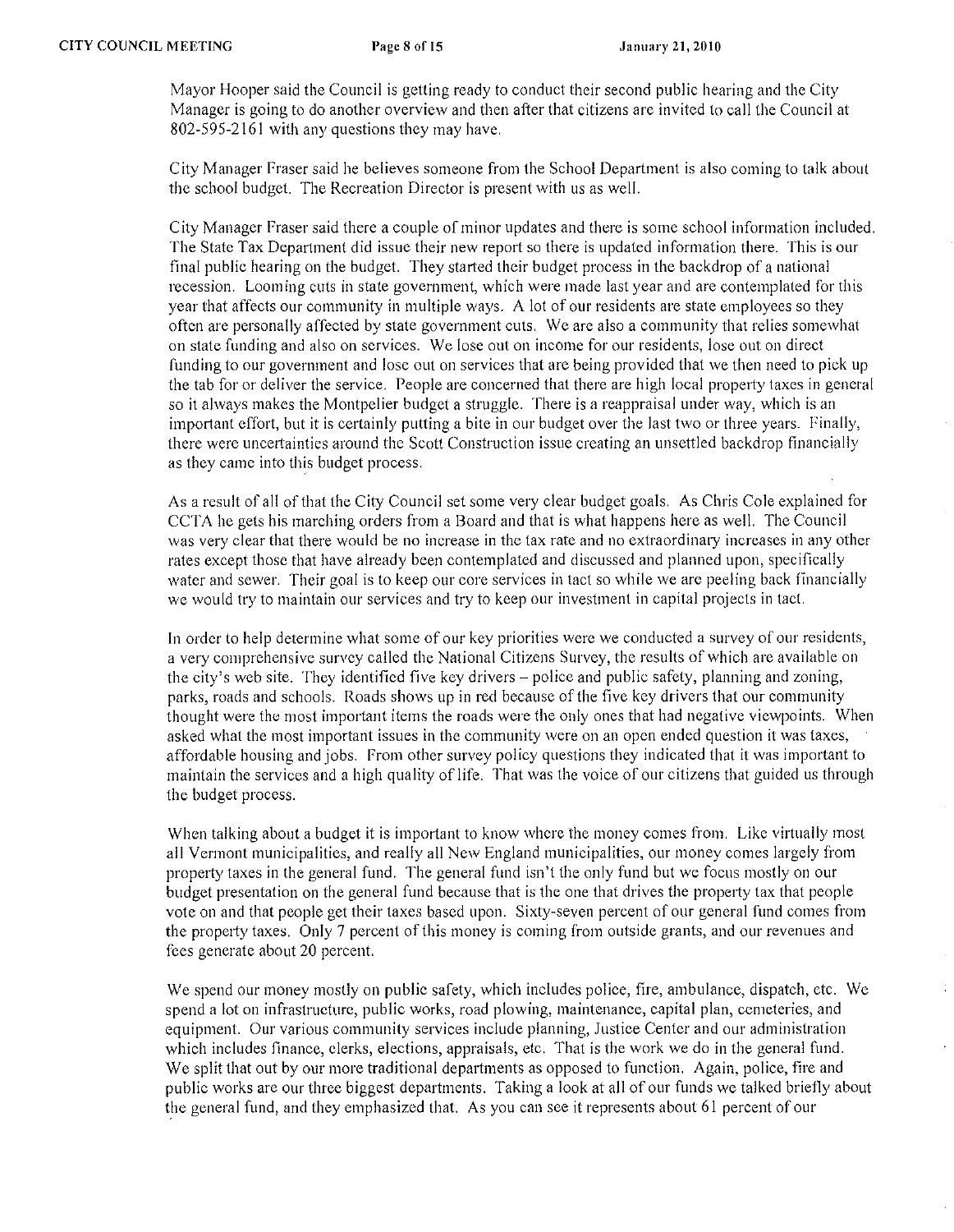Mayor Hooper said the Council is getting ready to conduct their second public hearing and the City Manager is going to do another overview and then after that citizens are invited to call the Council at 802-595-2161 with any questions they may have.

City Manager Fraser said he believes someone from the School Department is also coming to talk about the school budget. The Recreation Director is present with us as well.

City Manager Fraser said there a couple of minor updates and there is some school information included. The State Tax Department did issue their new report so there is updated information there. This is our final public hearing on the budget. They started their budget process in the backdrop of a national recession. Looming cuts in state government, which were made last year and are contemplated for this year that affects our community in multiple ways. A lot of our residents are state employees so they often are personally affected by state government cuts. We are also a community that relies somewhat on state funding and also on services. We lose out on income for our residents, lose out on direct funding to our government and lose out on services that are being provided that we then need to pick up the tab for or deliver the service. People are concerned that there are high local property taxes in general so it always makes the Montpelier budget a struggle. There is a reappraisal under way, which is an important effort, but it is certainly putting a bite in our budget over the last two or three years. Finally, there were uncertainties around the Scott Construction issue creating an unsettled backdrop financially as they came into this budget process.

As a result of all of that the City Council set some very clear budget goals. As Chris Cole explained for CCTA he gets his marching orders from a Board and that is what happens here as well. The Council was very clear that there would be no increase in the tax rate and no extraordinary increases in any other rates except those that have already been contemplated and discussed and planned upon, specifically water and sewer. Their goal is to keep our core services in tact so while we are peeling back financially we would try to maintain our services and try to keep our investment in capital projects in tact.

In order to help determine what some of our key priorities were we conducted a survey of our residents, a very comprehensive survey called the National Citizens Survey, the results of which are available on the city's web site. They identified five key drivers – police and public safety, planning and zoning, parks, roads and schools. Roads shows up in red because of the five key drivers that our community thought were the most important items the roads were the only ones that had negative viewpoints. When asked what the most important issues in the community were on an open ended question it was taxes, affordable housing and jobs. From other survey policy questions they indicated that it was important to maintain the services and a high quality of life. That was the voice of our citizens that guided us through the budget process.

When talking about a budget it is important to know where the money comes from. Like virtually most all Vermont municipalities, and really all New England municipalities, our money comes largely from property taxes in the general fund. The general fund isn't the only fund but we focus mostly on our budget presentation on the general fund because that is the one that drives the property tax that people vote on and that people get their taxes based upon. Sixty-seven percent of our general fund comes from the property taxes. Only 7 percent of this money is coming from outside grants, and our revenues and fees generate about 20 percent.

We spend our money mostly on public safety, which includes police, fire, ambulance, dispatch, etc. We spend a lot on infrastructure, public works, road plowing, maintenance, capital plan, cemeteries, and equipment. Our various community services include planning, Justice Center and our administration which includes finance, clerks, elections, appraisals, etc. That is the work we do in the general fund. We split that out by our more traditional departments as opposed to function. Again, police, fire and public works are our three biggest departments. Taking a look at all of our funds we talked briefly about the general fund, and they emphasized that. As you can see it represents about 61 percent of our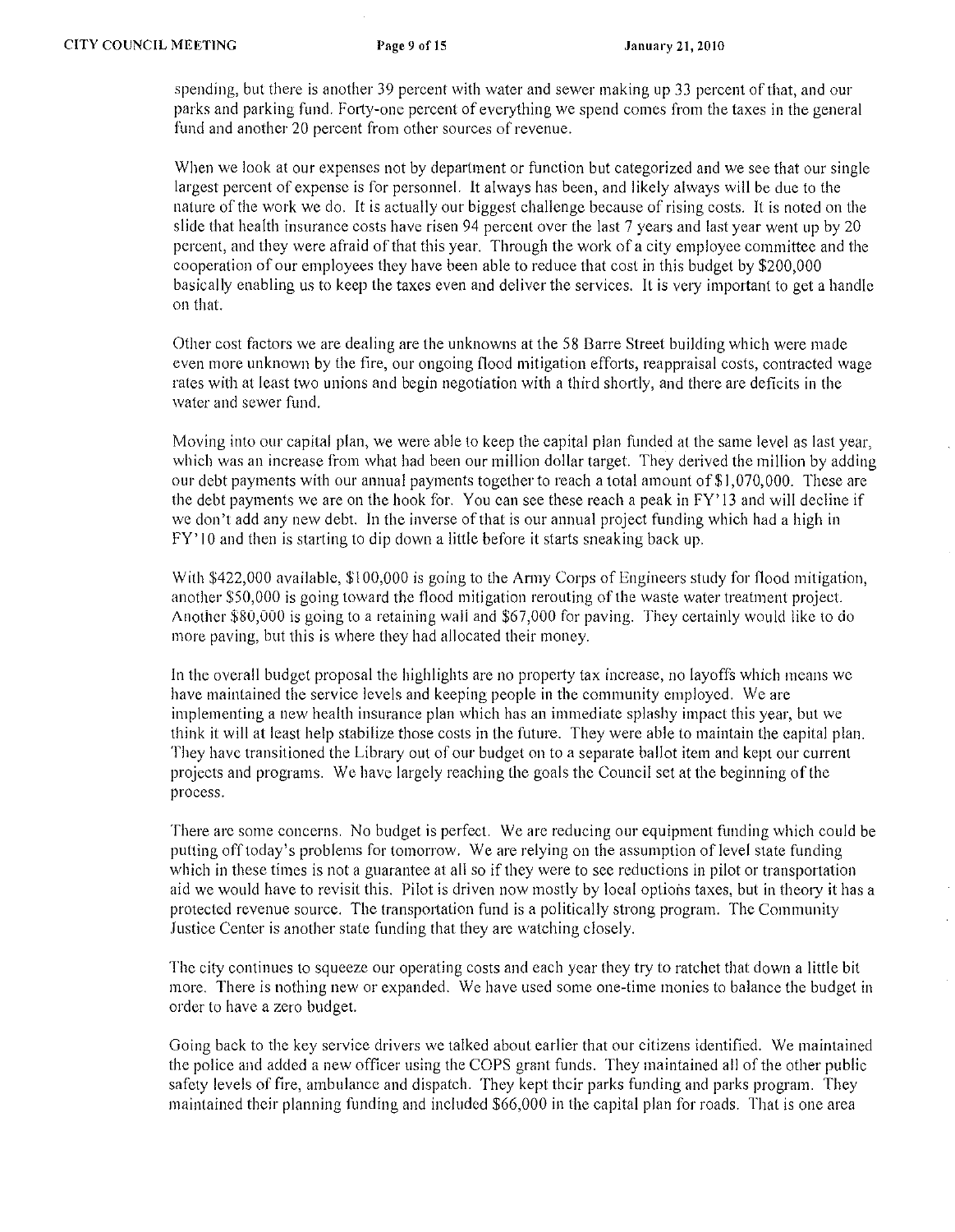spending, but there is another 39 percent with water and sewer making up 33 percent of that, and our parks and parking fund. Forty-one percent of everything we spend comes from the taxes in the general fund and another 20 percent from other sources of revenue.

When we look at our expenses not by department or function but categorized and we see that our single largest percent of expense is for personnel. It always has been, and likely always will be due to the nature of the work we do. It is actually our biggest challenge because of rising costs. It is noted on the slide that health insurance costs have risen 94 percent over the last 7 years and last year went up by 20 percent, and they were afraid of that this year. Through the work of a city employee committee and the cooperation of our employees they have been able to reduce that cost in this budget by $200,000 basically enabling us to keep the taxes even and deliver the services. It is very important to get a handle on that.

Other cost factors we are dealing are the unknowns at the 58 Barre Street building which were made even more unknown by the fire, our ongoing flood mitigation efforts, reappraisal costs, contracted wage rates with at least two unions and begin negotiation with a third shortly, and there are deficits in the water and sewer fund.

Moving into our capital plan, we were able to keep the capital plan funded at the same level as last year, which was an increase from what had been our million dollar target. They derived the million by adding our debt payments with our annual payments together to reach a total amount of $1,070,000. These are the debt payments we are on the hook for. You can see these reach a peak in FY'13 and will decline if we don't add any new debt. In the inverse of that is our annual project funding which had a high in FY'10 and then is starting to dip down a little before it starts sneaking back up.

With $422,000 available, $100,000 is going to the Army Corps of Engineers study for flood mitigation, another $50,000 is going toward the flood mitigation rerouting of the waste water treatment project. Another $80,000 is going to a retaining wall and $67,000 for paving. They certainly would like to do more paving, but this is where they had allocated their money.

In the overall budget proposal the highlights are no property tax increase, no layoffs which means we have maintained the service levels and keeping people in the community employed. We are implementing a new health insurance plan which has an immediate splashy impact this year, but we think it will at least help stabilize those costs in the future. They were able to maintain the capital plan. They have transitioned the Library out of our budget on to a separate ballot item and kept our current projects and programs. We have largely reaching the goals the Council set at the beginning of the process.

There are some concerns. No budget is perfect. We are reducing our equipment funding which could be putting off today's problems for tomorrow. We are relying on the assumption of level state funding which in these times is not a guarantee at all so if they were to see reductions in pilot or transportation aid we would have to revisit this. Pilot is driven now mostly by local options taxes, but in theory it has a protected revenue source. The transportation fund is a politically strong program. The Community Justice Center is another state funding that they are watching closely.

The city continues to squeeze our operating costs and each year they try to ratchet that down a little bit more. There is nothing new or expanded. We have used some one-time monies to balance the budget in order to have a zero budget.

Going back to the key service drivers we talked about earlier that our citizens identified. We maintained the police and added a new officer using the COPS grant funds. They maintained all of the other public safety levels of fire, ambulance and dispatch. They kept their parks funding and parks program. They maintained their planning funding and included $66,000 in the capital plan for roads. That is one area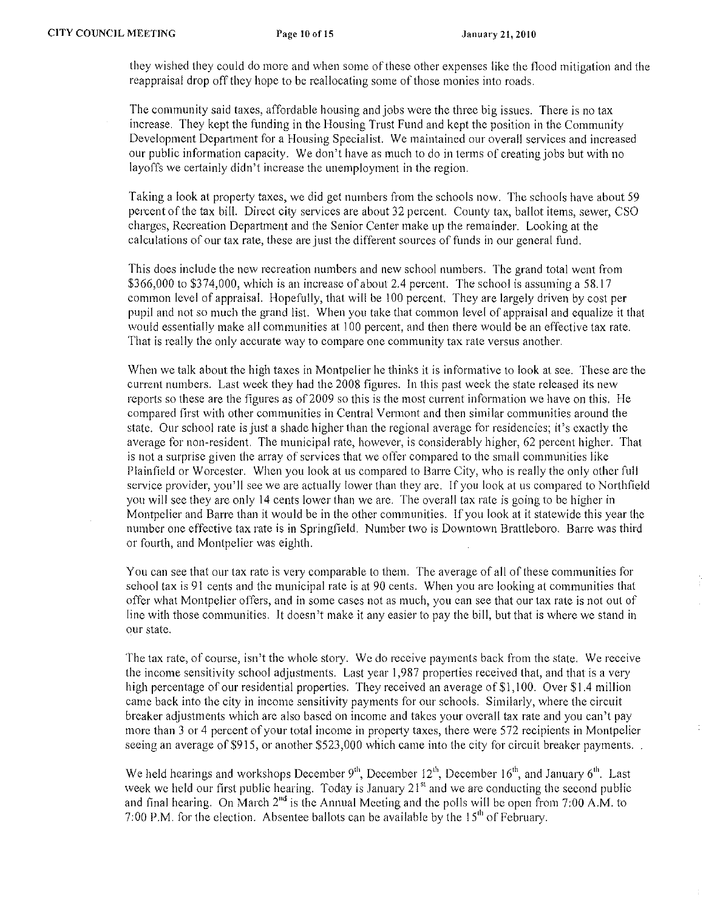they wished they could do more and when some of these other expenses like the flood mitigation and the reappraisal drop off they hope to be reallocating some of those monies into roads.

The community said taxes, affordable housing and jobs were the three big issues. There is no tax increase. They kept the funding in the Housing Trust Fund and kept the position in the Community Development Department for a Housing Specialist. We maintained our overall services and increased our public information capacity. We don't have as much to do in terms of creating jobs but with no layoffs we certainly didn't increase the unemployment in the region.

Taking a look at property taxes, we did get numbers from the schools now. The schools have about 59 percent of the tax bill. Direct city services are about 32 percent. County tax, ballot items, sewer, CSO charges, Recreation Department and the Senior Center make up the remainder. Looking at the calculations of our tax rate, these are just the different sources of funds in our general fund.

This does include the new recreation numbers and new school numbers. The grand total went from \$366,000 to \$374,000, which is an increase of about 2.4 percent. The school is assuming a 58.17 common level of appraisal. Hopefully, that will be 100 percent. They are largely driven by cost per pupil and not so much the grand list. When you take that common level of appraisal and equalize it that would essentially make all communities at 100 percent, and then there would be an effective tax rate. That is really the only accurate way to compare one community tax rate versus another.

When we talk about the high taxes in Montpelier he thinks it is informative to look at see. These are the current numbers. Last week they had the 2008 figures. In this past week the state released its new reports so these are the figures as of 2009 so this is the most current information we have on this. He compared first with other communities in Central Vermont and then similar communities around the state. Our school rate is just a shade higher than the regional average for residencies; it's exactly the average for non-resident. The municipal rate, however, is considerably higher, 62 percent higher. That is not a surprise given the array of services that we offer compared to the small communities like Plainfield or Worcester. When you look at us compared to Barre City, who is really the only other full service provider, you'll see we are actually lower than they are. If you look at us compared to Northfield you will see they are only 14 cents lower than we are. The overall tax rate is going to be higher in Montpelier and Barre than it would be in the other communities. If you look at it statewide this year the number one effective tax rate is in Springfield. Number two is Downtown Brattleboro. Barre was third or fourth, and Montpelier was eighth.

You can see that our tax rate is very comparable to them. The average of all of these communities for school tax is 91 cents and the municipal rate is at 90 cents. When you are looking at communities that offer what Montpelier offers, and in some cases not as much, you can see that our tax rate is not out of line with those communities. It doesn't make it any easier to pay the bill, but that is where we stand in our state.

The tax rate, of course, isn't the whole story. We do receive payments back from the state. We receive the income sensitivity school adjustments. Last year 1,987 properties received that, and that is a very high percentage of our residential properties. They received an average of \$1,100. Over \$1.4 million came back into the city in income sensitivity payments for our schools. Similarly, where the circuit breaker adjustments which are also based on income and takes your overall tax rate and you can't pay more than 3 or 4 percent of your total income in property taxes, there were 572 recipients in Montpelier seeing an average of \$915, or another \$523,000 which came into the city for circuit breaker payments. .

We held hearings and workshops December 9th, December 12th, December 16th, and January 6th. Last week we held our first public hearing. Today is January 21st and we are conducting the second public and final hearing. On March 2nd is the Annual Meeting and the polls will be open from 7:00 A.M. to 7:00 P.M. for the election. Absentee ballots can be available by the 15th of February.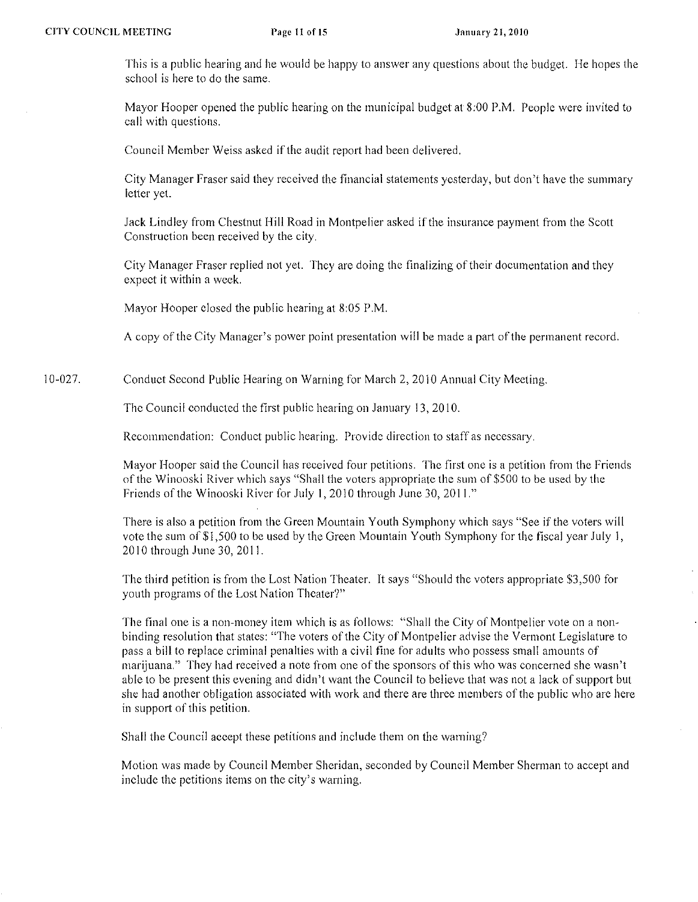This is a public hearing and he would be happy to answer any questions about the budget. He hopes the school is here to do the same.

Mayor Hooper opened the public hearing on the municipal budget at 8:00 P.M. People were invited to call with questions.

Council Member Weiss asked if the audit report had been delivered.

City Manager Fraser said they received the financial statements yesterday, but don't have the summary letter yet.

Jack Lindley from Chestnut Hill Road in Montpelier asked if the insurance payment from the Scott Construction been received by the city.

City Manager Fraser replied not yet. They are doing the finalizing of their documentation and they expect it within a week.

Mayor Hooper closed the public hearing at 8:05 P.M.

A copy of the City Manager's power point presentation will be made a part of the permanent record.

10-027. Conduct Second Public Hearing on Warning for March 2, 2010 Annual City Meeting.

The Council conducted the first public hearing on January 13, 2010.

Recommendation: Conduct public hearing. Provide direction to staff as necessary.

Mayor Hooper said the Council has received four petitions. The first one is a petition from the Friends of the Winooski River which says "Shall the voters appropriate the sum of $500 to be used by the Friends of the Winooski River for July 1, 2010 through June 30, 2011."

There is also a petition from the Green Mountain Youth Symphony which says "See if the voters will vote the sum of $1,500 to be used by the Green Mountain Youth Symphony for the fiscal year July 1, 2010 through June 30, 2011.

The third petition is from the Lost Nation Theater. It says "Should the voters appropriate $3,500 for youth programs of the Lost Nation Theater?"

The final one is a non-money item which is as follows: "Shall the City of Montpelier vote on a non-binding resolution that states: "The voters of the City of Montpelier advise the Vermont Legislature to pass a bill to replace criminal penalties with a civil fine for adults who possess small amounts of marijuana." They had received a note from one of the sponsors of this who was concerned she wasn't able to be present this evening and didn't want the Council to believe that was not a lack of support but she had another obligation associated with work and there are three members of the public who are here in support of this petition.

Shall the Council accept these petitions and include them on the warning?

Motion was made by Council Member Sheridan, seconded by Council Member Sherman to accept and include the petitions items on the city's warning.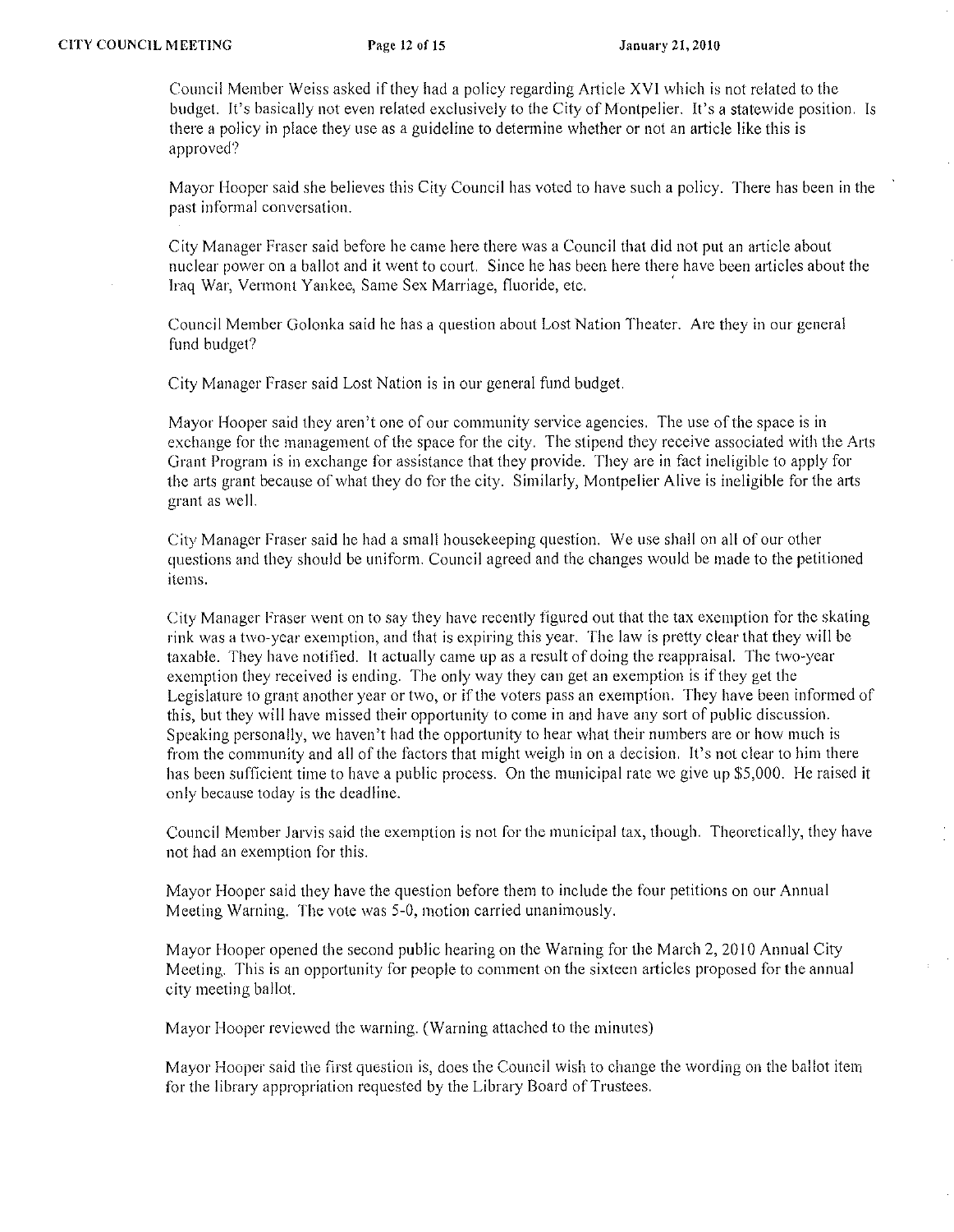Council Member Weiss asked if they had a policy regarding Article XVI which is not related to the budget. It's basically not even related exclusively to the City of Montpelier. It's a statewide position. Is there a policy in place they use as a guideline to determine whether or not an article like this is approved?

Mayor Hooper said she believes this City Council has voted to have such a policy. There has been in the past informal conversation.

City Manager Fraser said before he came here there was a Council that did not put an article about nuclear power on a ballot and it went to court. Since he has been here there have been articles about the Iraq War, Vermont Yankee, Same Sex Marriage, fluoride, etc.

Council Member Golonka said he has a question about Lost Nation Theater. Are they in our general fund budget?

City Manager Fraser said Lost Nation is in our general fund budget.

Mayor Hooper said they aren't one of our community service agencies. The use of the space is in exchange for the management of the space for the city. The stipend they receive associated with the Arts Grant Program is in exchange for assistance that they provide. They are in fact ineligible to apply for the arts grant because of what they do for the city. Similarly, Montpelier Alive is ineligible for the arts grant as well.

City Manager Fraser said he had a small housekeeping question. We use shall on all of our other questions and they should be uniform. Council agreed and the changes would be made to the petitioned items.

City Manager Fraser went on to say they have recently figured out that the tax exemption for the skating rink was a two-year exemption, and that is expiring this year. The law is pretty clear that they will be taxable. They have notified. It actually came up as a result of doing the reappraisal. The two-year exemption they received is ending. The only way they can get an exemption is if they get the Legislature to grant another year or two, or if the voters pass an exemption. They have been informed of this, but they will have missed their opportunity to come in and have any sort of public discussion. Speaking personally, we haven't had the opportunity to hear what their numbers are or how much is from the community and all of the factors that might weigh in on a decision. It's not clear to him there has been sufficient time to have a public process. On the municipal rate we give up $5,000. He raised it only because today is the deadline.

Council Member Jarvis said the exemption is not for the municipal tax, though. Theoretically, they have not had an exemption for this.

Mayor Hooper said they have the question before them to include the four petitions on our Annual Meeting Warning. The vote was 5-0, motion carried unanimously.

Mayor Hooper opened the second public hearing on the Warning for the March 2, 2010 Annual City Meeting. This is an opportunity for people to comment on the sixteen articles proposed for the annual city meeting ballot.

Mayor Hooper reviewed the warning. (Warning attached to the minutes)

Mayor Hooper said the first question is, does the Council wish to change the wording on the ballot item for the library appropriation requested by the Library Board of Trustees.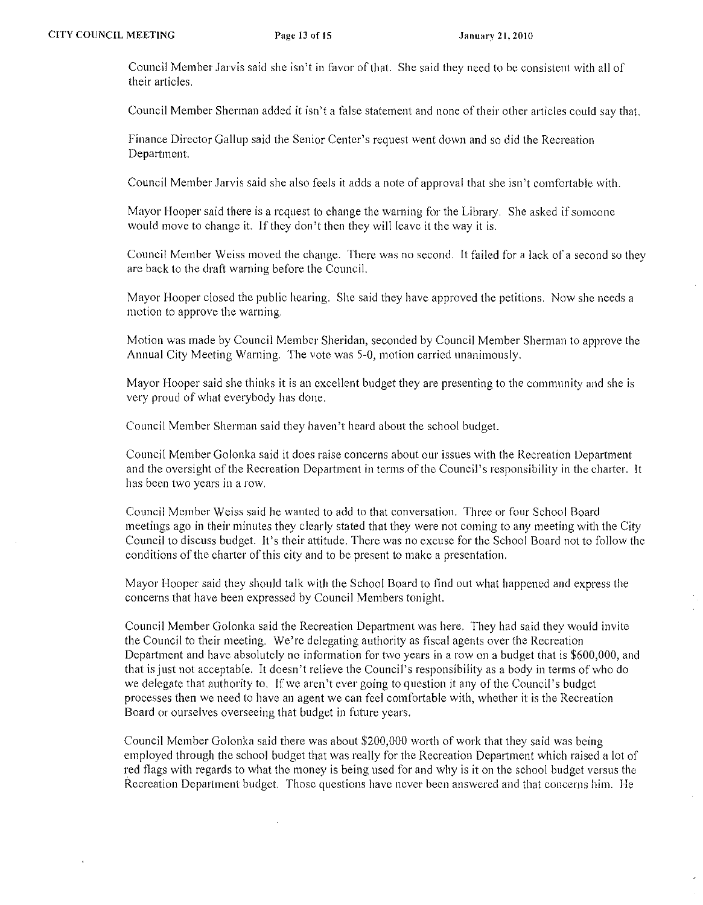Council Member Jarvis said she isn't in favor of that. She said they need to be consistent with all of their articles.

Council Member Sherman added it isn't a false statement and none of their other articles could say that.

Finance Director Gallup said the Senior Center's request went down and so did the Recreation Department.

Council Member Jarvis said she also feels it adds a note of approval that she isn't comfortable with.

Mayor Hooper said there is a request to change the warning for the Library. She asked if someone would move to change it. If they don't then they will leave it the way it is.

Council Member Weiss moved the change. There was no second. It failed for a lack of a second so they are back to the draft warning before the Council.

Mayor Hooper closed the public hearing. She said they have approved the petitions. Now she needs a motion to approve the warning.

Motion was made by Council Member Sheridan, seconded by Council Member Sherman to approve the Annual City Meeting Warning. The vote was 5-0, motion carried unanimously.

Mayor Hooper said she thinks it is an excellent budget they are presenting to the community and she is very proud of what everybody has done.

Council Member Sherman said they haven't heard about the school budget.

Council Member Golonka said it does raise concerns about our issues with the Recreation Department and the oversight of the Recreation Department in terms of the Council's responsibility in the charter. It has been two years in a row.

Council Member Weiss said he wanted to add to that conversation. Three or four School Board meetings ago in their minutes they clearly stated that they were not coming to any meeting with the City Council to discuss budget. It's their attitude. There was no excuse for the School Board not to follow the conditions of the charter of this city and to be present to make a presentation.

Mayor Hooper said they should talk with the School Board to find out what happened and express the concerns that have been expressed by Council Members tonight.

Council Member Golonka said the Recreation Department was here. They had said they would invite the Council to their meeting. We're delegating authority as fiscal agents over the Recreation Department and have absolutely no information for two years in a row on a budget that is $600,000, and that is just not acceptable. It doesn't relieve the Council's responsibility as a body in terms of who do we delegate that authority to. If we aren't ever going to question it any of the Council's budget processes then we need to have an agent we can feel comfortable with, whether it is the Recreation Board or ourselves overseeing that budget in future years.

Council Member Golonka said there was about $200,000 worth of work that they said was being employed through the school budget that was really for the Recreation Department which raised a lot of red flags with regards to what the money is being used for and why is it on the school budget versus the Recreation Department budget. Those questions have never been answered and that concerns him. He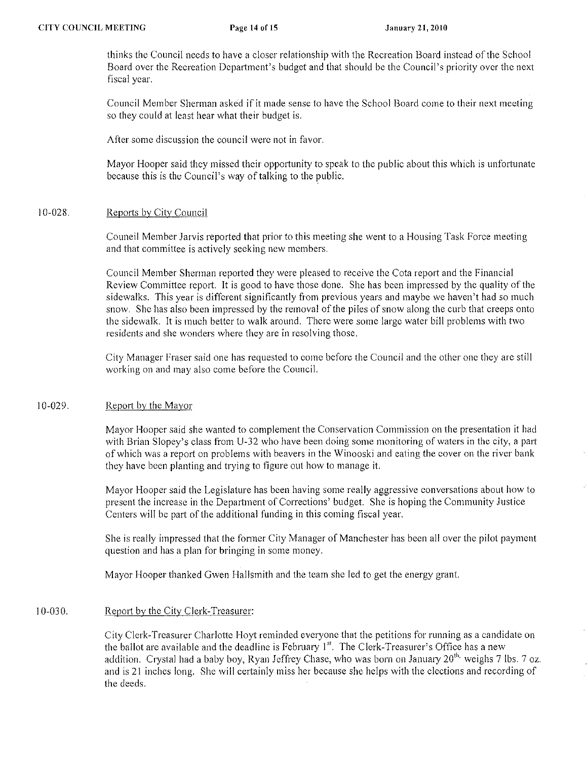thinks the Council needs to have a closer relationship with the Recreation Board instead of the School Board over the Recreation Department's budget and that should be the Council's priority over the next fiscal year.

Council Member Sherman asked if it made sense to have the School Board come to their next meeting so they could at least hear what their budget is.

After some discussion the council were not in favor.

Mayor Hooper said they missed their opportunity to speak to the public about this which is unfortunate because this is the Council's way of talking to the public.

10-028. Reports by City Council

Council Member Jarvis reported that prior to this meeting she went to a Housing Task Force meeting and that committee is actively seeking new members.

Council Member Sherman reported they were pleased to receive the Cota report and the Financial Review Committee report. It is good to have those done. She has been impressed by the quality of the sidewalks. This year is different significantly from previous years and maybe we haven't had so much snow. She has also been impressed by the removal of the piles of snow along the curb that creeps onto the sidewalk. It is much better to walk around. There were some large water bill problems with two residents and she wonders where they are in resolving those.

City Manager Fraser said one has requested to come before the Council and the other one they are still working on and may also come before the Council.

10-029. Report by the Mayor

Mayor Hooper said she wanted to complement the Conservation Commission on the presentation it had with Brian Slopey's class from U-32 who have been doing some monitoring of waters in the city, a part of which was a report on problems with beavers in the Winooski and eating the cover on the river bank they have been planting and trying to figure out how to manage it.

Mayor Hooper said the Legislature has been having some really aggressive conversations about how to present the increase in the Department of Corrections' budget. She is hoping the Community Justice Centers will be part of the additional funding in this coming fiscal year.

She is really impressed that the former City Manager of Manchester has been all over the pilot payment question and has a plan for bringing in some money.

Mayor Hooper thanked Gwen Hallsmith and the team she led to get the energy grant.

10-030. Report by the City Clerk-Treasurer:

City Clerk-Treasurer Charlotte Hoyt reminded everyone that the petitions for running as a candidate on the ballot are available and the deadline is February 1st. The Clerk-Treasurer's Office has a new addition. Crystal had a baby boy, Ryan Jeffrey Chase, who was born on January 20th, weighs 7 lbs. 7 oz. and is 21 inches long. She will certainly miss her because she helps with the elections and recording of the deeds.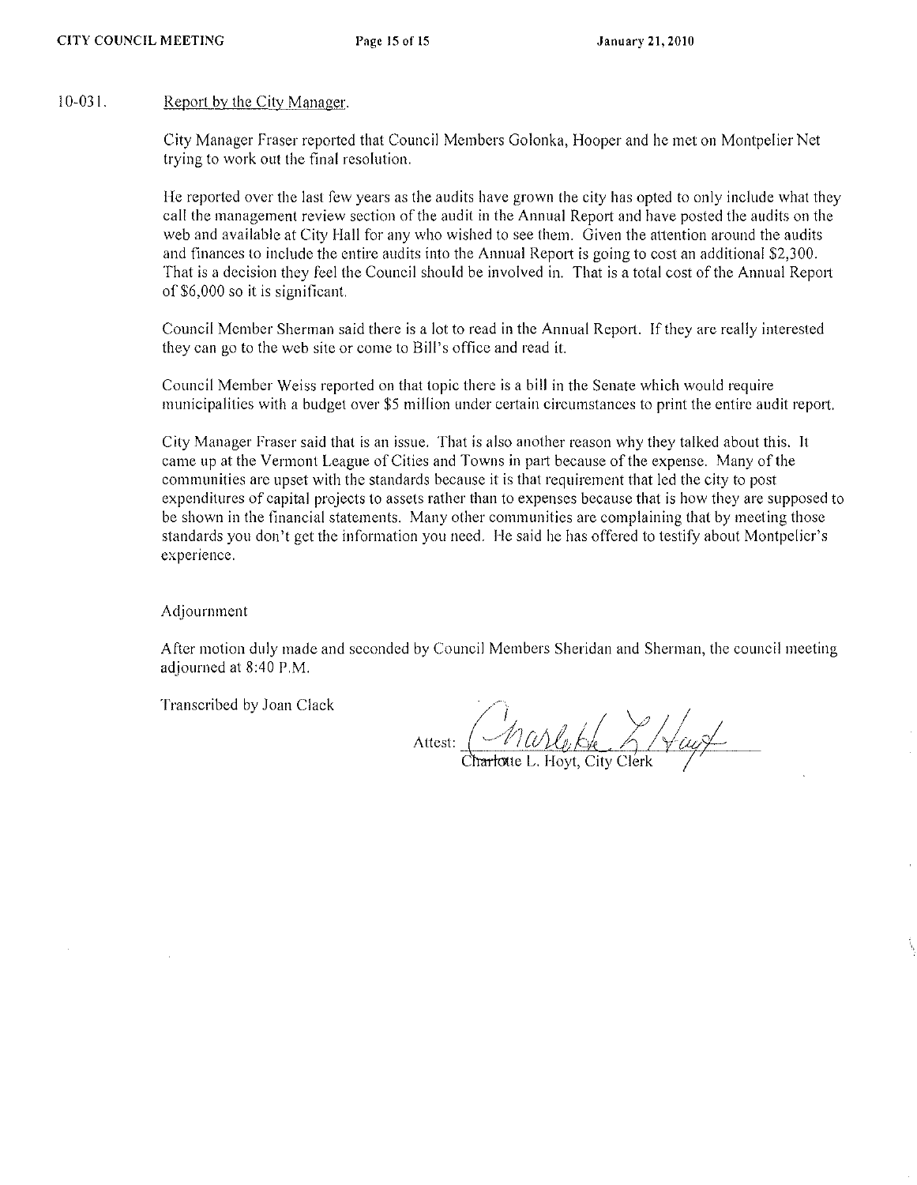10-031. Report by the City Manager.

City Manager Fraser reported that Council Members Golonka, Hooper and he met on Montpelier Net trying to work out the final resolution.

He reported over the last few years as the audits have grown the city has opted to only include what they call the management review section of the audit in the Annual Report and have posted the audits on the web and available at City Hall for any who wished to see them. Given the attention around the audits and finances to include the entire audits into the Annual Report is going to cost an additional $2,300. That is a decision they feel the Council should be involved in. That is a total cost of the Annual Report of $6,000 so it is significant.

Council Member Sherman said there is a lot to read in the Annual Report. If they are really interested they can go to the web site or come to Bill's office and read it.

Council Member Weiss reported on that topic there is a bill in the Senate which would require municipalities with a budget over $5 million under certain circumstances to print the entire audit report.

City Manager Fraser said that is an issue. That is also another reason why they talked about this. It came up at the Vermont League of Cities and Towns in part because of the expense. Many of the communities are upset with the standards because it is that requirement that led the city to post expenditures of capital projects to assets rather than to expenses because that is how they are supposed to be shown in the financial statements. Many other communities are complaining that by meeting those standards you don't get the information you need. He said he has offered to testify about Montpelier's experience.

Adjournment

After motion duly made and seconded by Council Members Sheridan and Sherman, the council meeting adjourned at 8:40 P.M.

Transcribed by Joan Clack

Attest: Charlotte L. Hoyt

Charlotte L. Hoyt, City Clerk